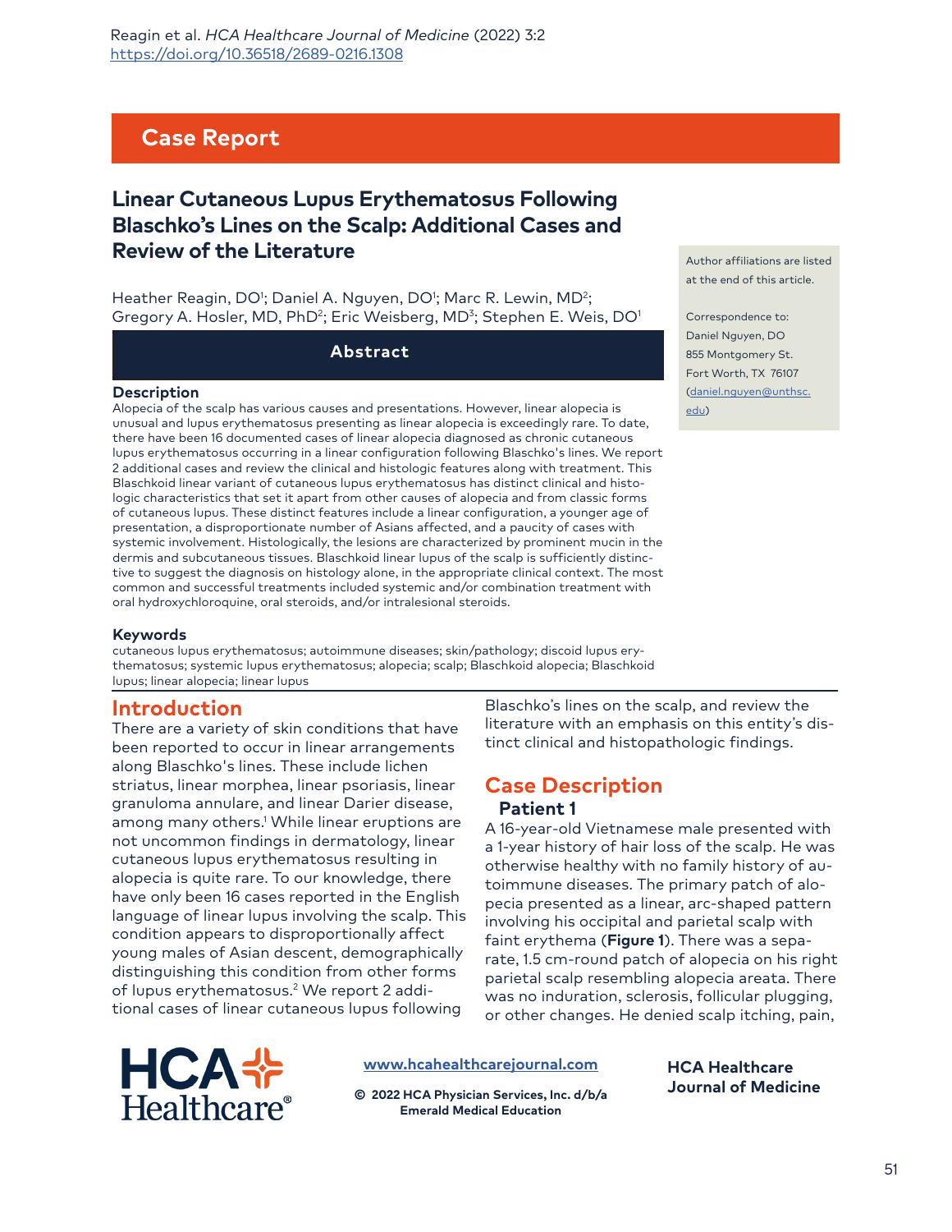# Case Report

## Linear Cutaneous Lupus Erythematosus Following Blaschko's Lines on the Scalp: Additional Cases and Review of the Literature

Heather Reagin, DO[1]; Daniel A. Nguyen, DO[1]; Marc R. Lewin, MD[2]; Gregory A. Hosler, MD, PhD[2]; Eric Weisberg, MD[3]; Stephen E. Weis, DO[1]

Author affiliations are listed at the end of this article.

Correspondence to:
Daniel Nguyen, DO
855 Montgomery St.
Fort Worth, TX 76107
(daniel.nguyen@unthsc.edu)

### Abstract

**Description**

Alopecia of the scalp has various causes and presentations. However, linear alopecia is unusual and lupus erythematosus presenting as linear alopecia is exceedingly rare. To date, there have been 16 documented cases of linear alopecia diagnosed as chronic cutaneous lupus erythematosus occurring in a linear configuration following Blaschko's lines. We report 2 additional cases and review the clinical and histologic features along with treatment. This Blaschkoid linear variant of cutaneous lupus erythematosus has distinct clinical and histologic characteristics that set it apart from other causes of alopecia and from classic forms of cutaneous lupus. These distinct features include a linear configuration, a younger age of presentation, a disproportionate number of Asians affected, and a paucity of cases with systemic involvement. Histologically, the lesions are characterized by prominent mucin in the dermis and subcutaneous tissues. Blaschkoid linear lupus of the scalp is sufficiently distinctive to suggest the diagnosis on histology alone, in the appropriate clinical context. The most common and successful treatments included systemic and/or combination treatment with oral hydroxychloroquine, oral steroids, and/or intralesional steroids.

**Keywords**

cutaneous lupus erythematosus; autoimmune diseases; skin/pathology; discoid lupus erythematosus; systemic lupus erythematosus; alopecia; scalp; Blaschkoid alopecia; Blaschkoid lupus; linear alopecia; linear lupus

## Introduction

There are a variety of skin conditions that have been reported to occur in linear arrangements along Blaschko's lines. These include lichen striatus, linear morphea, linear psoriasis, linear granuloma annulare, and linear Darier disease, among many others.[1] While linear eruptions are not uncommon findings in dermatology, linear cutaneous lupus erythematosus resulting in alopecia is quite rare. To our knowledge, there have only been 16 cases reported in the English language of linear lupus involving the scalp. This condition appears to disproportionally affect young males of Asian descent, demographically distinguishing this condition from other forms of lupus erythematosus.[2] We report 2 additional cases of linear cutaneous lupus following Blaschko's lines on the scalp, and review the literature with an emphasis on this entity's distinct clinical and histopathologic findings.

## Case Description

### Patient 1

A 16-year-old Vietnamese male presented with a 1-year history of hair loss of the scalp. He was otherwise healthy with no family history of autoimmune diseases. The primary patch of alopecia presented as a linear, arc-shaped pattern involving his occipital and parietal scalp with faint erythema (**Figure 1**). There was a separate, 1.5 cm-round patch of alopecia on his right parietal scalp resembling alopecia areata. There was no induration, sclerosis, follicular plugging, or other changes. He denied scalp itching, pain,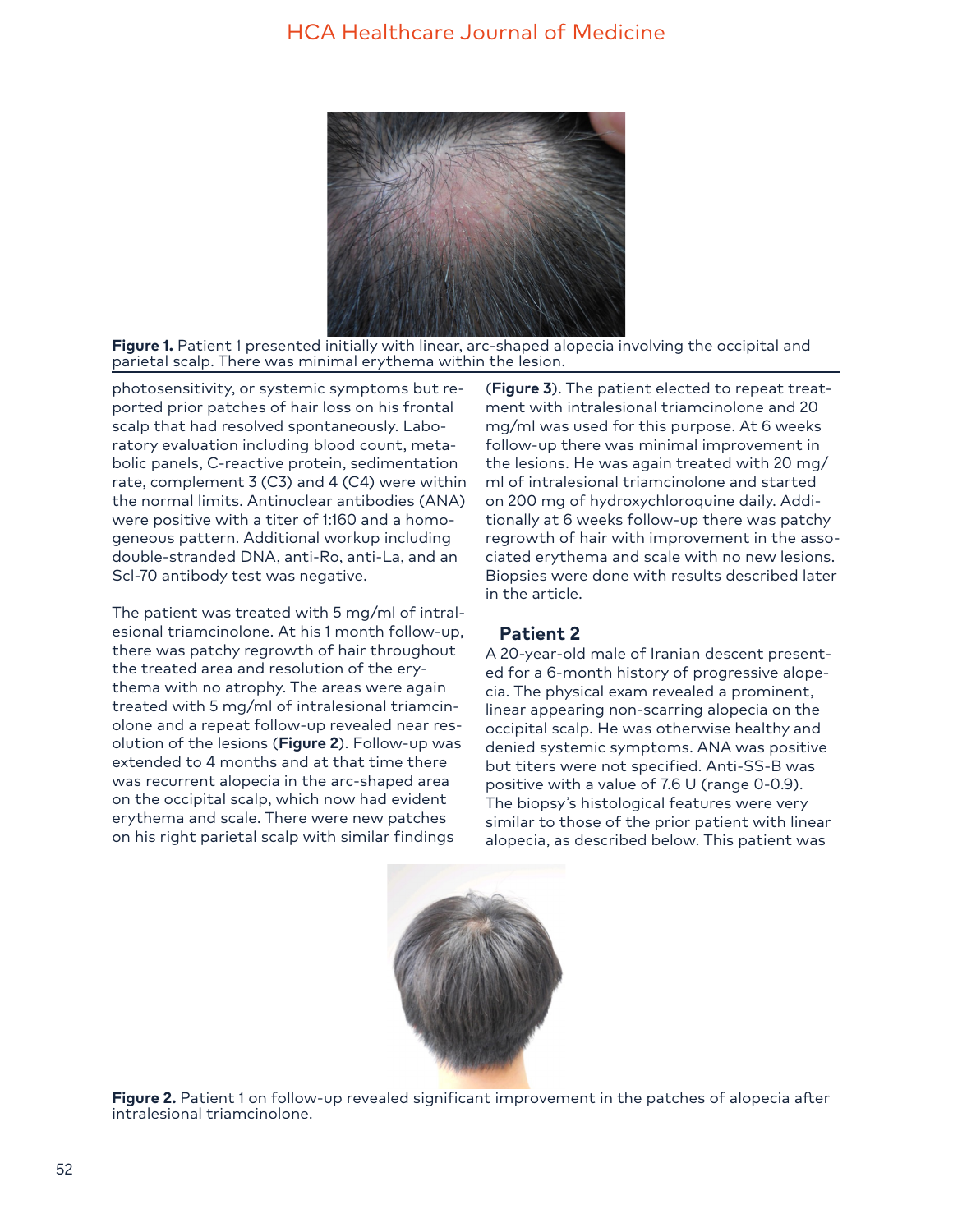Figure 1. Patient 1 presented initially with linear, arc-shaped alopecia involving the occipital and parietal scalp. There was minimal erythema within the lesion.

photosensitivity, or systemic symptoms but reported prior patches of hair loss on his frontal scalp that had resolved spontaneously. Laboratory evaluation including blood count, metabolic panels, C-reactive protein, sedimentation rate, complement 3 (C3) and 4 (C4) were within the normal limits. Antinuclear antibodies (ANA) were positive with a titer of 1:160 and a homogeneous pattern. Additional workup including double-stranded DNA, anti-Ro, anti-La, and an Scl-70 antibody test was negative.

The patient was treated with 5 mg/ml of intralesional triamcinolone. At his 1 month follow-up, there was patchy regrowth of hair throughout the treated area and resolution of the erythema with no atrophy. The areas were again treated with 5 mg/ml of intralesional triamcinolone and a repeat follow-up revealed near resolution of the lesions (**Figure 2**). Follow-up was extended to 4 months and at that time there was recurrent alopecia in the arc-shaped area on the occipital scalp, which now had evident erythema and scale. There were new patches on his right parietal scalp with similar findings (**Figure 3**). The patient elected to repeat treatment with intralesional triamcinolone and 20 mg/ml was used for this purpose. At 6 weeks follow-up there was minimal improvement in the lesions. He was again treated with 20 mg/ml of intralesional triamcinolone and started on 200 mg of hydroxychloroquine daily. Additionally at 6 weeks follow-up there was patchy regrowth of hair with improvement in the associated erythema and scale with no new lesions. Biopsies were done with results described later in the article.

## Patient 2

A 20-year-old male of Iranian descent presented for a 6-month history of progressive alopecia. The physical exam revealed a prominent, linear appearing non-scarring alopecia on the occipital scalp. He was otherwise healthy and denied systemic symptoms. ANA was positive but titers were not specified. Anti-SS-B was positive with a value of 7.6 U (range 0-0.9). The biopsy's histological features were very similar to those of the prior patient with linear alopecia, as described below. This patient was

Figure 2. Patient 1 on follow-up revealed significant improvement in the patches of alopecia after intralesional triamcinolone.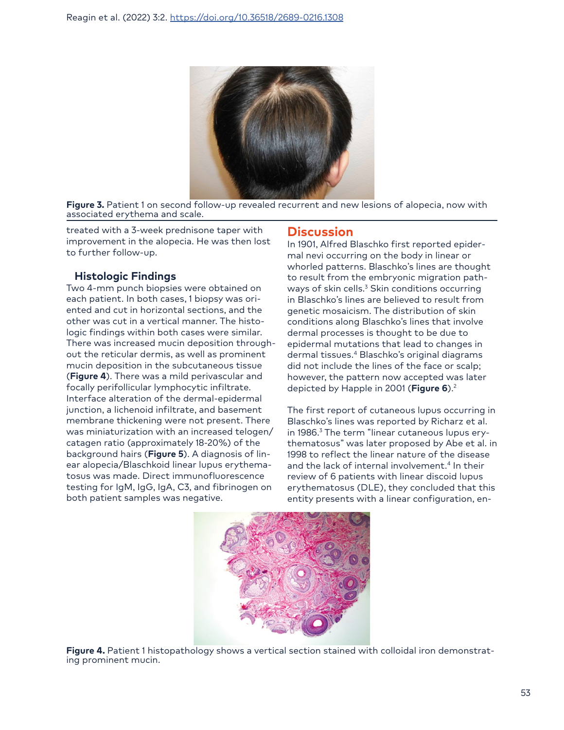Figure 3. Patient 1 on second follow-up revealed recurrent and new lesions of alopecia, now with associated erythema and scale.

treated with a 3-week prednisone taper with improvement in the alopecia. He was then lost to further follow-up.

### Histologic Findings

Two 4-mm punch biopsies were obtained on each patient. In both cases, 1 biopsy was oriented and cut in horizontal sections, and the other was cut in a vertical manner. The histologic findings within both cases were similar. There was increased mucin deposition throughout the reticular dermis, as well as prominent mucin deposition in the subcutaneous tissue (**Figure 4**). There was a mild perivascular and focally perifollicular lymphocytic infiltrate. Interface alteration of the dermal-epidermal junction, a lichenoid infiltrate, and basement membrane thickening were not present. There was miniaturization with an increased telogen/catagen ratio (approximately 18-20%) of the background hairs (**Figure 5**). A diagnosis of linear alopecia/Blaschkoid linear lupus erythematosus was made. Direct immunofluorescence testing for IgM, IgG, IgA, C3, and fibrinogen on both patient samples was negative.

## Discussion

In 1901, Alfred Blaschko first reported epidermal nevi occurring on the body in linear or whorled patterns. Blaschko's lines are thought to result from the embryonic migration pathways of skin cells.[3] Skin conditions occurring in Blaschko's lines are believed to result from genetic mosaicism. The distribution of skin conditions along Blaschko's lines that involve dermal processes is thought to be due to epidermal mutations that lead to changes in dermal tissues.[4] Blaschko's original diagrams did not include the lines of the face or scalp; however, the pattern now accepted was later depicted by Happle in 2001 (**Figure 6**).[2]

The first report of cutaneous lupus occurring in Blaschko's lines was reported by Richarz et al. in 1986.[3] The term "linear cutaneous lupus erythematosus" was later proposed by Abe et al. in 1998 to reflect the linear nature of the disease and the lack of internal involvement.[4] In their review of 6 patients with linear discoid lupus erythematosus (DLE), they concluded that this entity presents with a linear configuration, en-

Figure 4. Patient 1 histopathology shows a vertical section stained with colloidal iron demonstrating prominent mucin.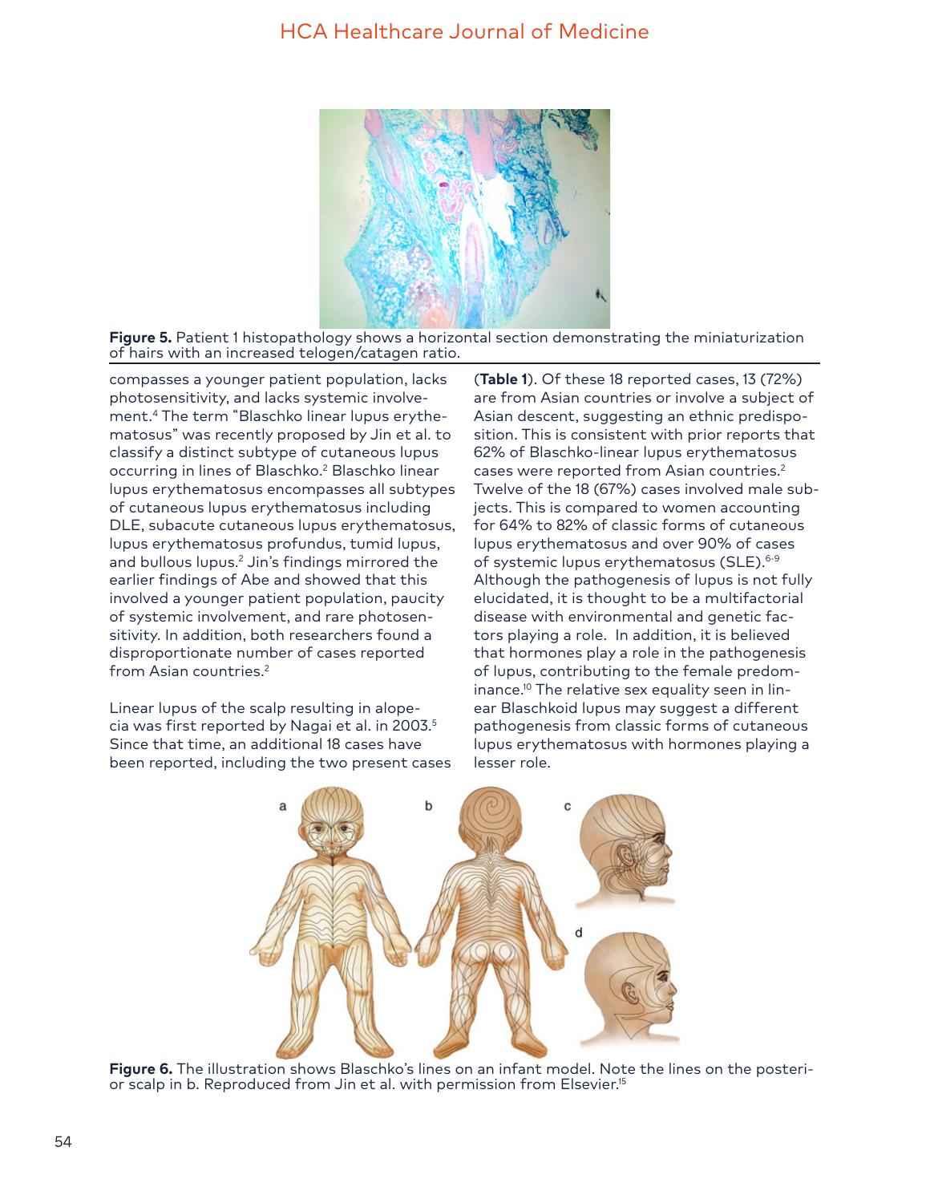**Figure 5.** Patient 1 histopathology shows a horizontal section demonstrating the miniaturization of hairs with an increased telogen/catagen ratio.

compasses a younger patient population, lacks photosensitivity, and lacks systemic involvement.[4] The term "Blaschko linear lupus erythematosus" was recently proposed by Jin et al. to classify a distinct subtype of cutaneous lupus occurring in lines of Blaschko.[2] Blaschko linear lupus erythematosus encompasses all subtypes of cutaneous lupus erythematosus including DLE, subacute cutaneous lupus erythematosus, lupus erythematosus profundus, tumid lupus, and bullous lupus.[2] Jin's findings mirrored the earlier findings of Abe and showed that this involved a younger patient population, paucity of systemic involvement, and rare photosensitivity. In addition, both researchers found a disproportionate number of cases reported from Asian countries.[2]

Linear lupus of the scalp resulting in alopecia was first reported by Nagai et al. in 2003.[5] Since that time, an additional 18 cases have been reported, including the two present cases (**Table 1**). Of these 18 reported cases, 13 (72%) are from Asian countries or involve a subject of Asian descent, suggesting an ethnic predisposition. This is consistent with prior reports that 62% of Blaschko-linear lupus erythematosus cases were reported from Asian countries.[2] Twelve of the 18 (67%) cases involved male subjects. This is compared to women accounting for 64% to 82% of classic forms of cutaneous lupus erythematosus and over 90% of cases of systemic lupus erythematosus (SLE).[6-9] Although the pathogenesis of lupus is not fully elucidated, it is thought to be a multifactorial disease with environmental and genetic factors playing a role. In addition, it is believed that hormones play a role in the pathogenesis of lupus, contributing to the female predominance.[10] The relative sex equality seen in linear Blaschkoid lupus may suggest a different pathogenesis from classic forms of cutaneous lupus erythematosus with hormones playing a lesser role.

**Figure 6.** The illustration shows Blaschko's lines on an infant model. Note the lines on the posterior scalp in b. Reproduced from Jin et al. with permission from Elsevier.[15]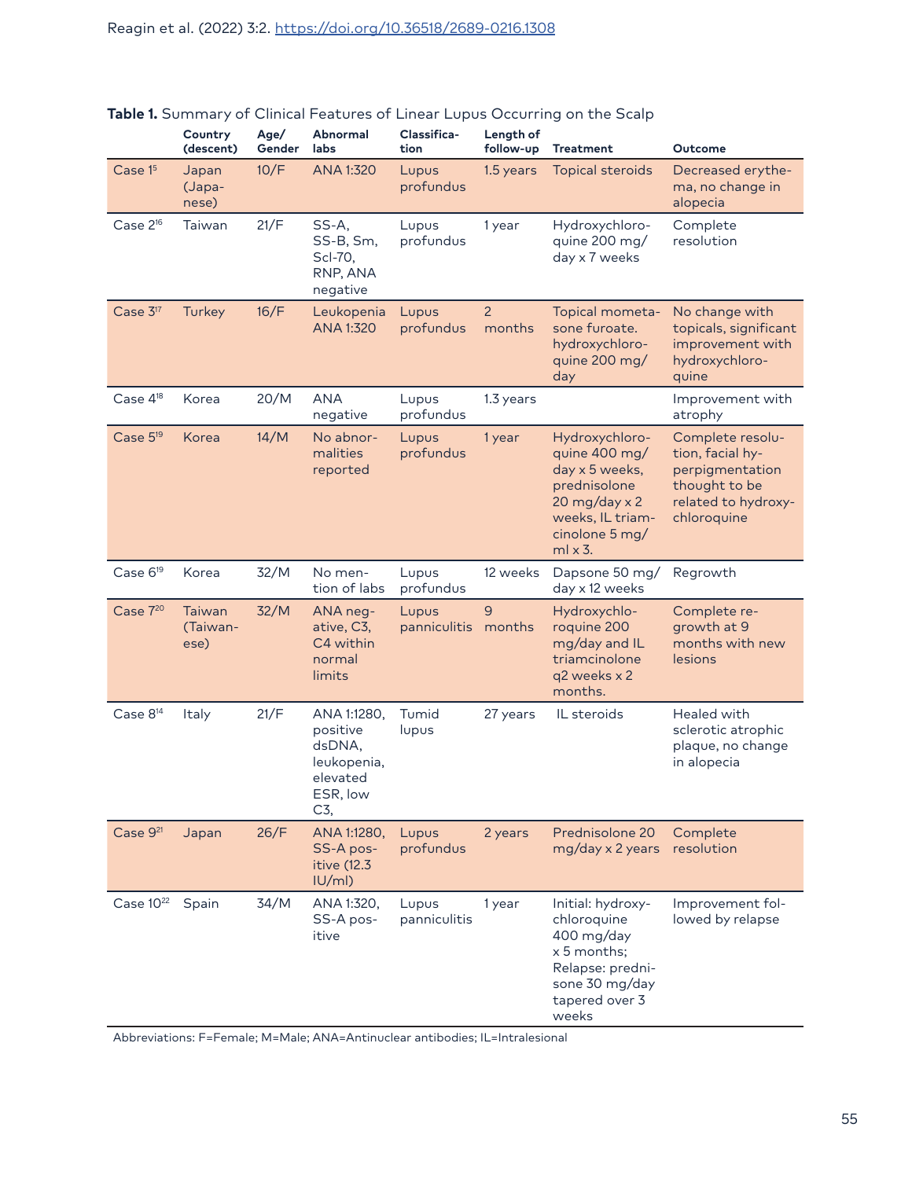**Table 1.** Summary of Clinical Features of Linear Lupus Occurring on the Scalp

| | Country (descent) | Age/ Gender | Abnormal labs | Classification | Length of follow-up | Treatment | Outcome |
|---|---|---|---|---|---|---|---|
| Case 1[5] | Japan (Japanese) | 10/F | ANA 1:320 | Lupus profundus | 1.5 years | Topical steroids | Decreased erythema, no change in alopecia |
| Case 2[16] | Taiwan | 21/F | SS-A, SS-B, Sm, Scl-70, RNP, ANA negative | Lupus profundus | 1 year | Hydroxychloroquine 200 mg/ day x 7 weeks | Complete resolution |
| Case 3[17] | Turkey | 16/F | Leukopenia ANA 1:320 | Lupus profundus | 2 months | Topical mometasone furoate. hydroxychloroquine 200 mg/ day | No change with topicals, significant improvement with hydroxychloroquine |
| Case 4[18] | Korea | 20/M | ANA negative | Lupus profundus | 1.3 years | | Improvement with atrophy |
| Case 5[19] | Korea | 14/M | No abnormalities reported | Lupus profundus | 1 year | Hydroxychloroquine 400 mg/ day x 5 weeks, prednisolone 20 mg/day x 2 weeks, IL triamcinolone 5 mg/ ml x 3. | Complete resolution, facial hyperpigmentation thought to be related to hydroxychloroquine |
| Case 6[19] | Korea | 32/M | No mention of labs | Lupus profundus | 12 weeks | Dapsone 50 mg/ day x 12 weeks | Regrowth |
| Case 7[20] | Taiwan (Taiwanese) | 32/M | ANA negative, C3, C4 within normal limits | Lupus panniculitis | 9 months | Hydroxychloroquine 200 mg/day and IL triamcinolone q2 weeks x 2 months. | Complete regrowth at 9 months with new lesions |
| Case 8[14] | Italy | 21/F | ANA 1:1280, positive dsDNA, leukopenia, elevated ESR, low C3, | Tumid lupus | 27 years | IL steroids | Healed with sclerotic atrophic plaque, no change in alopecia |
| Case 9[21] | Japan | 26/F | ANA 1:1280, SS-A positive (12.3 IU/ml) | Lupus profundus | 2 years | Prednisolone 20 mg/day x 2 years | Complete resolution |
| Case 10[22] | Spain | 34/M | ANA 1:320, SS-A positive | Lupus panniculitis | 1 year | Initial: hydroxychloroquine 400 mg/day x 5 months; Relapse: prednisone 30 mg/day tapered over 3 weeks | Improvement followed by relapse |

Abbreviations: F=Female; M=Male; ANA=Antinuclear antibodies; IL=Intralesional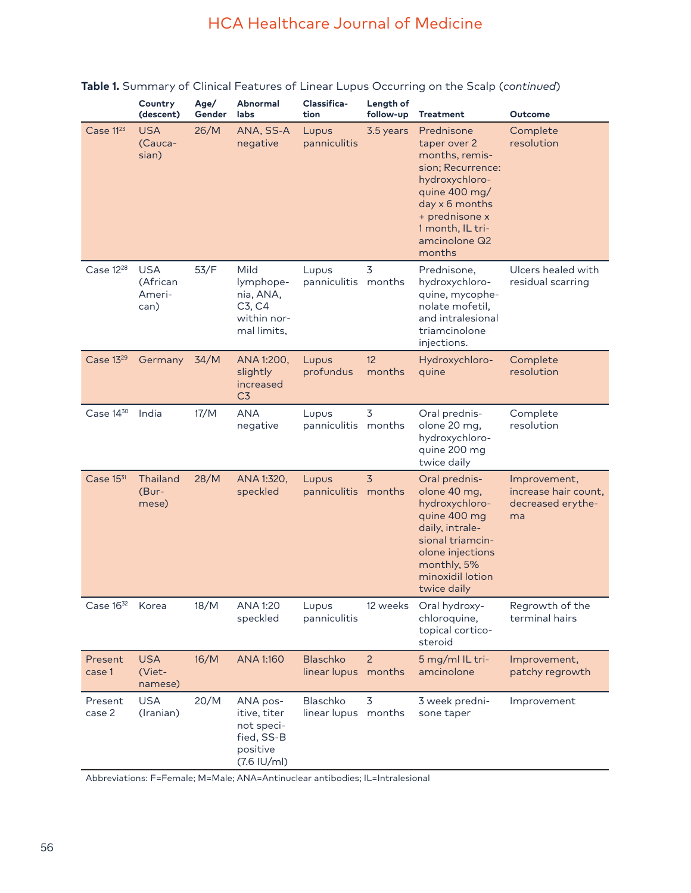**Table 1.** Summary of Clinical Features of Linear Lupus Occurring on the Scalp (*continued*)

| | Country (descent) | Age/ Gender | Abnormal labs | Classification | Length of follow-up | Treatment | Outcome |
|---|---|---|---|---|---|---|---|
| Case 11[23] | USA (Caucasian) | 26/M | ANA, SS-A negative | Lupus panniculitis | 3.5 years | Prednisone taper over 2 months, remission; Recurrence: hydroxychloroquine 400 mg/day x 6 months + prednisone x 1 month, IL triamcinolone Q2 months | Complete resolution |
| Case 12[28] | USA (African American) | 53/F | Mild lymphopenia, ANA, C3, C4 within normal limits, | Lupus panniculitis | 3 months | Prednisone, hydroxychloroquine, mycophenolate mofetil, and intralesional triamcinolone injections. | Ulcers healed with residual scarring |
| Case 13[29] | Germany | 34/M | ANA 1:200, slightly increased C3 | Lupus profundus | 12 months | Hydroxychloroquine | Complete resolution |
| Case 14[30] | India | 17/M | ANA negative | Lupus panniculitis | 3 months | Oral prednisolone 20 mg, hydroxychloroquine 200 mg twice daily | Complete resolution |
| Case 15[31] | Thailand (Burmese) | 28/M | ANA 1:320, speckled | Lupus panniculitis | 3 months | Oral prednisolone 40 mg, hydroxychloroquine 400 mg daily, intralesional triamcinolone injections monthly, 5% minoxidil lotion twice daily | Improvement, increase hair count, decreased erythema |
| Case 16[32] | Korea | 18/M | ANA 1:20 speckled | Lupus panniculitis | 12 weeks | Oral hydroxychloroquine, topical corticosteroid | Regrowth of the terminal hairs |
| Present case 1 | USA (Vietnamese) | 16/M | ANA 1:160 | Blaschko linear lupus | 2 months | 5 mg/ml IL triamcinolone | Improvement, patchy regrowth |
| Present case 2 | USA (Iranian) | 20/M | ANA positive, titer not specified, SS-B positive (7.6 IU/ml) | Blaschko linear lupus | 3 months | 3 week prednisone taper | Improvement |

Abbreviations: F=Female; M=Male; ANA=Antinuclear antibodies; IL=Intralesional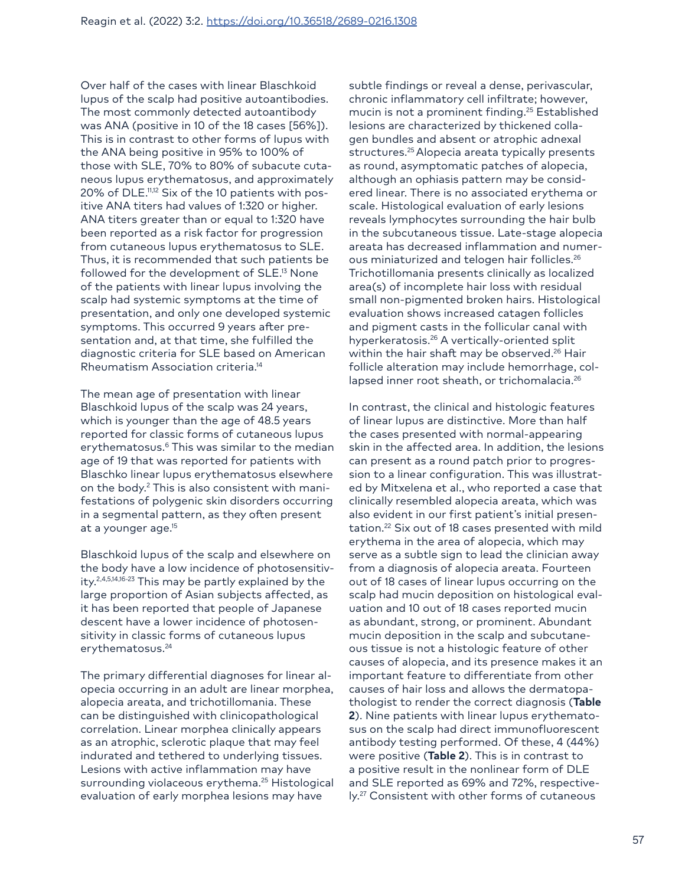Over half of the cases with linear Blaschkoid lupus of the scalp had positive autoantibodies. The most commonly detected autoantibody was ANA (positive in 10 of the 18 cases [56%]). This is in contrast to other forms of lupus with the ANA being positive in 95% to 100% of those with SLE, 70% to 80% of subacute cutaneous lupus erythematosus, and approximately 20% of DLE.[11,12] Six of the 10 patients with positive ANA titers had values of 1:320 or higher. ANA titers greater than or equal to 1:320 have been reported as a risk factor for progression from cutaneous lupus erythematosus to SLE. Thus, it is recommended that such patients be followed for the development of SLE.[13] None of the patients with linear lupus involving the scalp had systemic symptoms at the time of presentation, and only one developed systemic symptoms. This occurred 9 years after presentation and, at that time, she fulfilled the diagnostic criteria for SLE based on American Rheumatism Association criteria.[14]

The mean age of presentation with linear Blaschkoid lupus of the scalp was 24 years, which is younger than the age of 48.5 years reported for classic forms of cutaneous lupus erythematosus.[6] This was similar to the median age of 19 that was reported for patients with Blaschko linear lupus erythematosus elsewhere on the body.[2] This is also consistent with manifestations of polygenic skin disorders occurring in a segmental pattern, as they often present at a younger age.[15]

Blaschkoid lupus of the scalp and elsewhere on the body have a low incidence of photosensitivity.[2,4,5,14,16-23] This may be partly explained by the large proportion of Asian subjects affected, as it has been reported that people of Japanese descent have a lower incidence of photosensitivity in classic forms of cutaneous lupus erythematosus.[24]

The primary differential diagnoses for linear alopecia occurring in an adult are linear morphea, alopecia areata, and trichotillomania. These can be distinguished with clinicopathological correlation. Linear morphea clinically appears as an atrophic, sclerotic plaque that may feel indurated and tethered to underlying tissues. Lesions with active inflammation may have surrounding violaceous erythema.[25] Histological evaluation of early morphea lesions may have subtle findings or reveal a dense, perivascular, chronic inflammatory cell infiltrate; however, mucin is not a prominent finding.[25] Established lesions are characterized by thickened collagen bundles and absent or atrophic adnexal structures.[25] Alopecia areata typically presents as round, asymptomatic patches of alopecia, although an ophiasis pattern may be considered linear. There is no associated erythema or scale. Histological evaluation of early lesions reveals lymphocytes surrounding the hair bulb in the subcutaneous tissue. Late-stage alopecia areata has decreased inflammation and numerous miniaturized and telogen hair follicles.[26] Trichotillomania presents clinically as localized area(s) of incomplete hair loss with residual small non-pigmented broken hairs. Histological evaluation shows increased catagen follicles and pigment casts in the follicular canal with hyperkeratosis.[26] A vertically-oriented split within the hair shaft may be observed.[26] Hair follicle alteration may include hemorrhage, collapsed inner root sheath, or trichomalacia.[26]

In contrast, the clinical and histologic features of linear lupus are distinctive. More than half the cases presented with normal-appearing skin in the affected area. In addition, the lesions can present as a round patch prior to progression to a linear configuration. This was illustrated by Mitxelena et al., who reported a case that clinically resembled alopecia areata, which was also evident in our first patient's initial presentation.[22] Six out of 18 cases presented with mild erythema in the area of alopecia, which may serve as a subtle sign to lead the clinician away from a diagnosis of alopecia areata. Fourteen out of 18 cases of linear lupus occurring on the scalp had mucin deposition on histological evaluation and 10 out of 18 cases reported mucin as abundant, strong, or prominent. Abundant mucin deposition in the scalp and subcutaneous tissue is not a histologic feature of other causes of alopecia, and its presence makes it an important feature to differentiate from other causes of hair loss and allows the dermatopathologist to render the correct diagnosis (**Table 2**). Nine patients with linear lupus erythematosus on the scalp had direct immunofluorescent antibody testing performed. Of these, 4 (44%) were positive (**Table 2**). This is in contrast to a positive result in the nonlinear form of DLE and SLE reported as 69% and 72%, respectively.[27] Consistent with other forms of cutaneous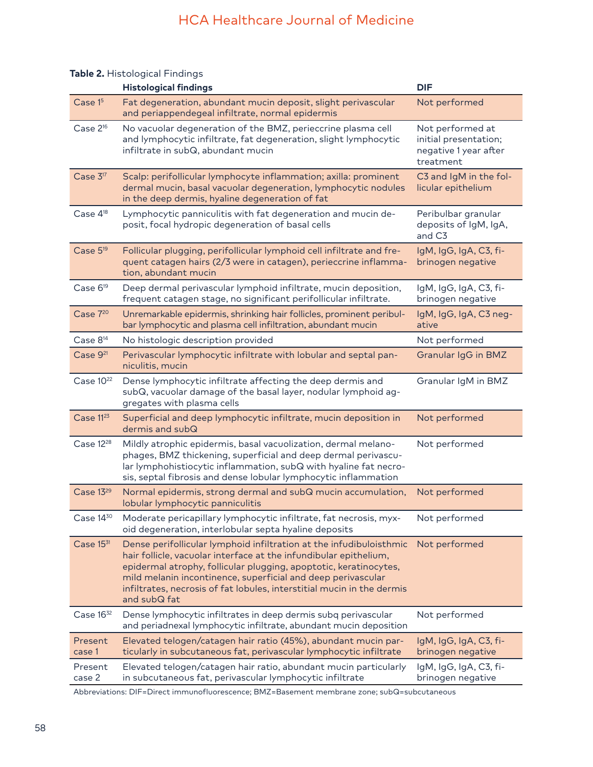**Table 2.** Histological Findings

| | Histological findings | DIF |
|---|---|---|
| Case 1[5] | Fat degeneration, abundant mucin deposit, slight perivascular and periappendegeal infiltrate, normal epidermis | Not performed |
| Case 2[16] | No vacuolar degeneration of the BMZ, perieccrine plasma cell and lymphocytic infiltrate, fat degeneration, slight lymphocytic infiltrate in subQ, abundant mucin | Not performed at initial presentation; negative 1 year after treatment |
| Case 3[17] | Scalp: perifollicular lymphocyte inflammation; axilla: prominent dermal mucin, basal vacuolar degeneration, lymphocytic nodules in the deep dermis, hyaline degeneration of fat | C3 and IgM in the follicular epithelium |
| Case 4[18] | Lymphocytic panniculitis with fat degeneration and mucin deposit, focal hydropic degeneration of basal cells | Peribulbar granular deposits of IgM, IgA, and C3 |
| Case 5[19] | Follicular plugging, perifollicular lymphoid cell infiltrate and frequent catagen hairs (2/3 were in catagen), perieccrine inflammation, abundant mucin | IgM, IgG, IgA, C3, fibrinogen negative |
| Case 6[19] | Deep dermal perivascular lymphoid infiltrate, mucin deposition, frequent catagen stage, no significant perifollicular infiltrate. | IgM, IgG, IgA, C3, fibrinogen negative |
| Case 7[20] | Unremarkable epidermis, shrinking hair follicles, prominent peribulbar lymphocytic and plasma cell infiltration, abundant mucin | IgM, IgG, IgA, C3 negative |
| Case 8[14] | No histologic description provided | Not performed |
| Case 9[21] | Perivascular lymphocytic infiltrate with lobular and septal panniculitis, mucin | Granular IgG in BMZ |
| Case 10[22] | Dense lymphocytic infiltrate affecting the deep dermis and subQ, vacuolar damage of the basal layer, nodular lymphoid aggregates with plasma cells | Granular IgM in BMZ |
| Case 11[23] | Superficial and deep lymphocytic infiltrate, mucin deposition in dermis and subQ | Not performed |
| Case 12[28] | Mildly atrophic epidermis, basal vacuolization, dermal melanophages, BMZ thickening, superficial and deep dermal perivascular lymphohistiocytic inflammation, subQ with hyaline fat necrosis, septal fibrosis and dense lobular lymphocytic inflammation | Not performed |
| Case 13[29] | Normal epidermis, strong dermal and subQ mucin accumulation, lobular lymphocytic panniculitis | Not performed |
| Case 14[30] | Moderate pericapillary lymphocytic infiltrate, fat necrosis, myxoid degeneration, interlobular septa hyaline deposits | Not performed |
| Case 15[31] | Dense perifollicular lymphoid infiltration at the infudibuloisthmic hair follicle, vacuolar interface at the infundibular epithelium, epidermal atrophy, follicular plugging, apoptotic, keratinocytes, mild melanin incontinence, superficial and deep perivascular infiltrates, necrosis of fat lobules, interstitial mucin in the dermis and subQ fat | Not performed |
| Case 16[32] | Dense lymphocytic infiltrates in deep dermis subq perivascular and periadnexal lymphocytic infiltrate, abundant mucin deposition | Not performed |
| Present case 1 | Elevated telogen/catagen hair ratio (45%), abundant mucin particularly in subcutaneous fat, perivascular lymphocytic infiltrate | IgM, IgG, IgA, C3, fibrinogen negative |
| Present case 2 | Elevated telogen/catagen hair ratio, abundant mucin particularly in subcutaneous fat, perivascular lymphocytic infiltrate | IgM, IgG, IgA, C3, fibrinogen negative |

Abbreviations: DIF=Direct immunofluorescence; BMZ=Basement membrane zone; subQ=subcutaneous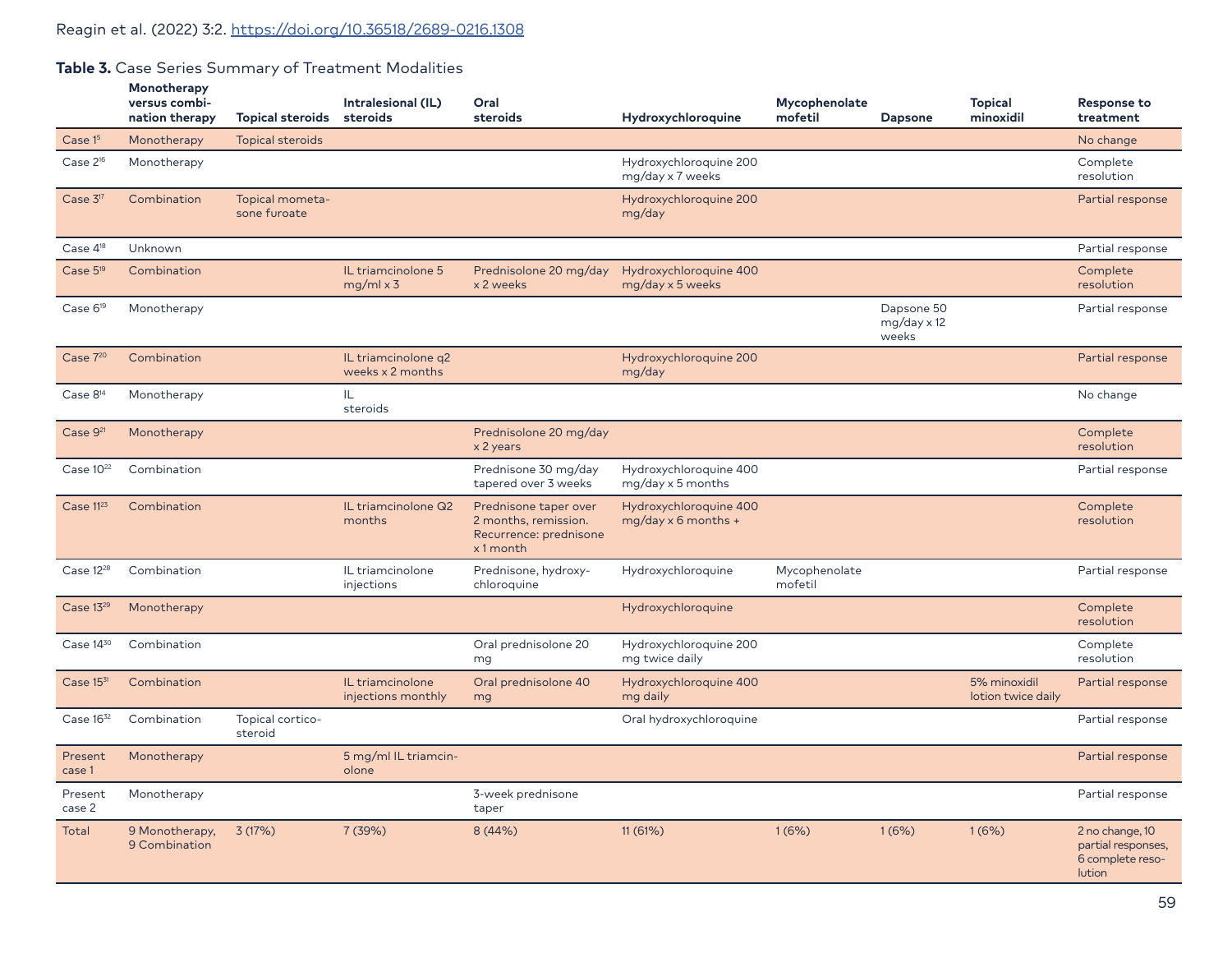**Table 3.** Case Series Summary of Treatment Modalities

| | Monotherapy versus combination therapy | Topical steroids | Intralesional (IL) steroids | Oral steroids | Hydroxychloroquine | Mycophenolate mofetil | Dapsone | Topical minoxidil | Response to treatment |
|---|---|---|---|---|---|---|---|---|---|
| Case 1[5] | Monotherapy | Topical steroids | | | | | | | No change |
| Case 2[16] | Monotherapy | | | | Hydroxychloroquine 200 mg/day x 7 weeks | | | | Complete resolution |
| Case 3[17] | Combination | Topical mometasone furoate | | | Hydroxychloroquine 200 mg/day | | | | Partial response |
| Case 4[18] | Unknown | | | | | | | | Partial response |
| Case 5[19] | Combination | | IL triamcinolone 5 mg/ml x 3 | Prednisolone 20 mg/day x 2 weeks | Hydroxychloroquine 400 mg/day x 5 weeks | | | | Complete resolution |
| Case 6[19] | Monotherapy | | | | | | Dapsone 50 mg/day x 12 weeks | | Partial response |
| Case 7[20] | Combination | | IL triamcinolone q2 weeks x 2 months | | Hydroxychloroquine 200 mg/day | | | | Partial response |
| Case 8[14] | Monotherapy | | IL steroids | | | | | | No change |
| Case 9[21] | Monotherapy | | | Prednisolone 20 mg/day x 2 years | | | | | Complete resolution |
| Case 10[22] | Combination | | | Prednisone 30 mg/day tapered over 3 weeks | Hydroxychloroquine 400 mg/day x 5 months | | | | Partial response |
| Case 11[23] | Combination | | IL triamcinolone Q2 months | Prednisone taper over 2 months, remission. Recurrence: prednisone x 1 month | Hydroxychloroquine 400 mg/day x 6 months + | | | | Complete resolution |
| Case 12[28] | Combination | | IL triamcinolone injections | Prednisone, hydroxychloroquine | Hydroxychloroquine | Mycophenolate mofetil | | | Partial response |
| Case 13[29] | Monotherapy | | | | Hydroxychloroquine | | | | Complete resolution |
| Case 14[30] | Combination | | | Oral prednisolone 20 mg | Hydroxychloroquine 200 mg twice daily | | | | Complete resolution |
| Case 15[31] | Combination | | IL triamcinolone injections monthly | Oral prednisolone 40 mg | Hydroxychloroquine 400 mg daily | | | 5% minoxidil lotion twice daily | Partial response |
| Case 16[32] | Combination | Topical corticosteroid | | | Oral hydroxychloroquine | | | | Partial response |
| Present case 1 | Monotherapy | | 5 mg/ml IL triamcinolone | | | | | | Partial response |
| Present case 2 | Monotherapy | | | 3-week prednisone taper | | | | | Partial response |
| Total | 9 Monotherapy, 9 Combination | 3 (17%) | 7 (39%) | 8 (44%) | 11 (61%) | 1 (6%) | 1 (6%) | 1 (6%) | 2 no change, 10 partial responses, 6 complete resolution |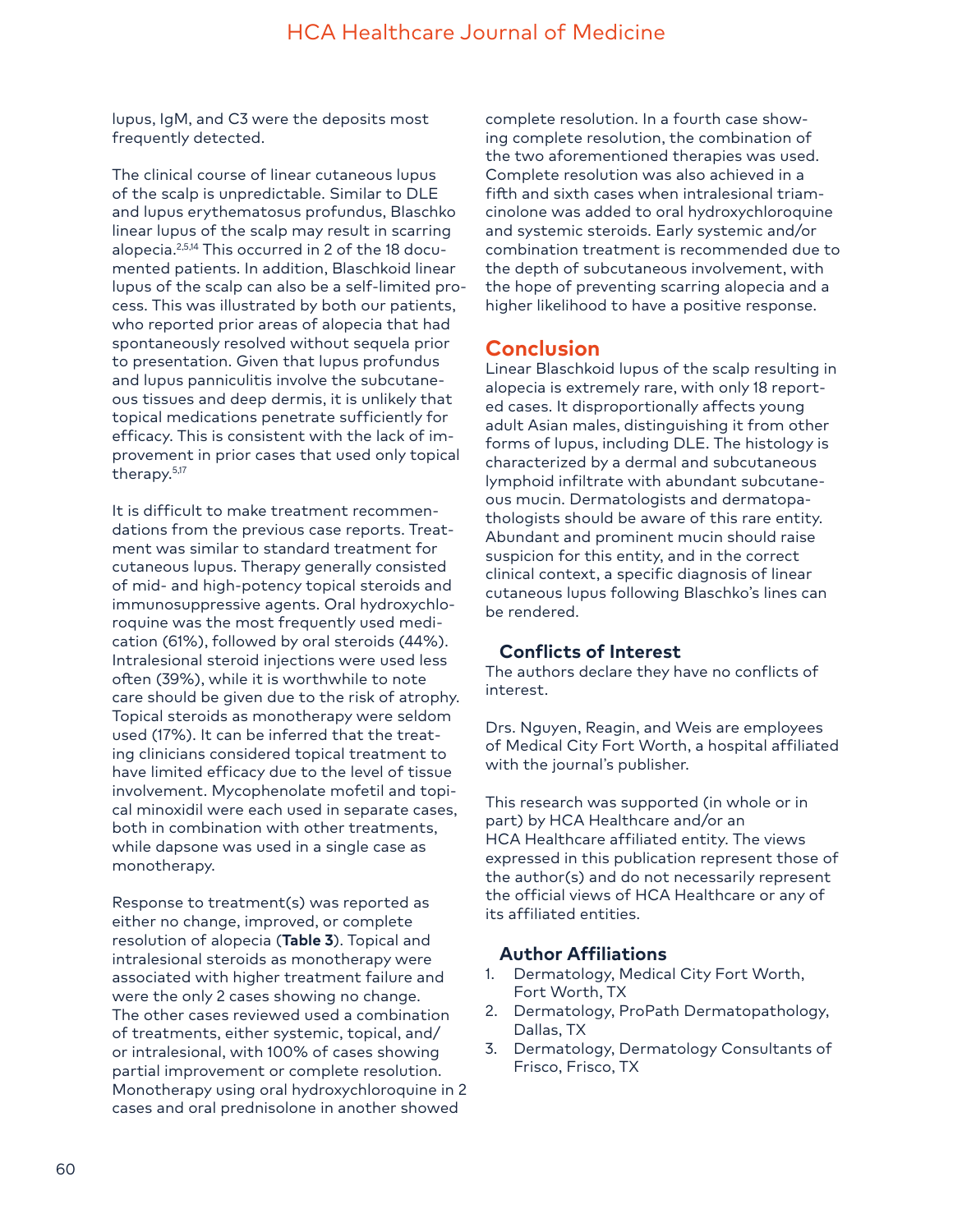lupus, IgM, and C3 were the deposits most frequently detected.

The clinical course of linear cutaneous lupus of the scalp is unpredictable. Similar to DLE and lupus erythematosus profundus, Blaschko linear lupus of the scalp may result in scarring alopecia.[2,5,14] This occurred in 2 of the 18 documented patients. In addition, Blaschkoid linear lupus of the scalp can also be a self-limited process. This was illustrated by both our patients, who reported prior areas of alopecia that had spontaneously resolved without sequela prior to presentation. Given that lupus profundus and lupus panniculitis involve the subcutaneous tissues and deep dermis, it is unlikely that topical medications penetrate sufficiently for efficacy. This is consistent with the lack of improvement in prior cases that used only topical therapy.[5,17]

It is difficult to make treatment recommendations from the previous case reports. Treatment was similar to standard treatment for cutaneous lupus. Therapy generally consisted of mid- and high-potency topical steroids and immunosuppressive agents. Oral hydroxychloroquine was the most frequently used medication (61%), followed by oral steroids (44%). Intralesional steroid injections were used less often (39%), while it is worthwhile to note care should be given due to the risk of atrophy. Topical steroids as monotherapy were seldom used (17%). It can be inferred that the treating clinicians considered topical treatment to have limited efficacy due to the level of tissue involvement. Mycophenolate mofetil and topical minoxidil were each used in separate cases, both in combination with other treatments, while dapsone was used in a single case as monotherapy.

Response to treatment(s) was reported as either no change, improved, or complete resolution of alopecia (**Table 3**). Topical and intralesional steroids as monotherapy were associated with higher treatment failure and were the only 2 cases showing no change. The other cases reviewed used a combination of treatments, either systemic, topical, and/or intralesional, with 100% of cases showing partial improvement or complete resolution. Monotherapy using oral hydroxychloroquine in 2 cases and oral prednisolone in another showed complete resolution. In a fourth case showing complete resolution, the combination of the two aforementioned therapies was used. Complete resolution was also achieved in a fifth and sixth cases when intralesional triamcinolone was added to oral hydroxychloroquine and systemic steroids. Early systemic and/or combination treatment is recommended due to the depth of subcutaneous involvement, with the hope of preventing scarring alopecia and a higher likelihood to have a positive response.

## Conclusion

Linear Blaschkoid lupus of the scalp resulting in alopecia is extremely rare, with only 18 reported cases. It disproportionally affects young adult Asian males, distinguishing it from other forms of lupus, including DLE. The histology is characterized by a dermal and subcutaneous lymphoid infiltrate with abundant subcutaneous mucin. Dermatologists and dermatopathologists should be aware of this rare entity. Abundant and prominent mucin should raise suspicion for this entity, and in the correct clinical context, a specific diagnosis of linear cutaneous lupus following Blaschko's lines can be rendered.

### Conflicts of Interest

The authors declare they have no conflicts of interest.

Drs. Nguyen, Reagin, and Weis are employees of Medical City Fort Worth, a hospital affiliated with the journal's publisher.

This research was supported (in whole or in part) by HCA Healthcare and/or an HCA Healthcare affiliated entity. The views expressed in this publication represent those of the author(s) and do not necessarily represent the official views of HCA Healthcare or any of its affiliated entities.

### Author Affiliations

1. Dermatology, Medical City Fort Worth, Fort Worth, TX
2. Dermatology, ProPath Dermatopathology, Dallas, TX
3. Dermatology, Dermatology Consultants of Frisco, Frisco, TX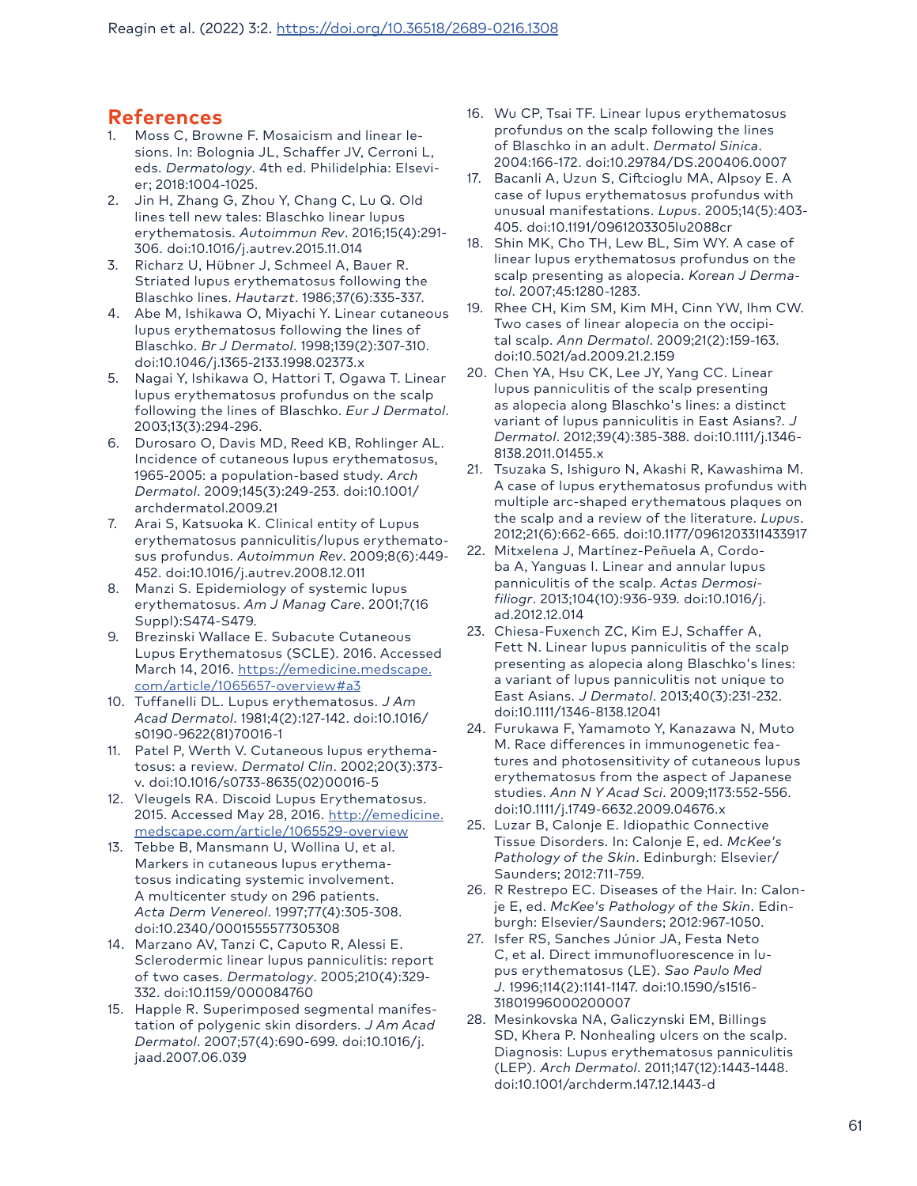## References

1. Moss C, Browne F. Mosaicism and linear lesions. In: Bolognia JL, Schaffer JV, Cerroni L, eds. *Dermatology*. 4th ed. Philidelphia: Elsevier; 2018:1004-1025.
2. Jin H, Zhang G, Zhou Y, Chang C, Lu Q. Old lines tell new tales: Blaschko linear lupus erythematosis. *Autoimmun Rev*. 2016;15(4):291-306. doi:10.1016/j.autrev.2015.11.014
3. Richarz U, Hübner J, Schmeel A, Bauer R. Striated lupus erythematosus following the Blaschko lines. *Hautarzt*. 1986;37(6):335-337.
4. Abe M, Ishikawa O, Miyachi Y. Linear cutaneous lupus erythematosus following the lines of Blaschko. *Br J Dermatol*. 1998;139(2):307-310. doi:10.1046/j.1365-2133.1998.02373.x
5. Nagai Y, Ishikawa O, Hattori T, Ogawa T. Linear lupus erythematosus profundus on the scalp following the lines of Blaschko. *Eur J Dermatol*. 2003;13(3):294-296.
6. Durosaro O, Davis MD, Reed KB, Rohlinger AL. Incidence of cutaneous lupus erythematosus, 1965-2005: a population-based study. *Arch Dermatol*. 2009;145(3):249-253. doi:10.1001/archdermatol.2009.21
7. Arai S, Katsuoka K. Clinical entity of Lupus erythematosus panniculitis/lupus erythematosus profundus. *Autoimmun Rev*. 2009;8(6):449-452. doi:10.1016/j.autrev.2008.12.011
8. Manzi S. Epidemiology of systemic lupus erythematosus. *Am J Manag Care*. 2001;7(16 Suppl):S474-S479.
9. Brezinski Wallace E. Subacute Cutaneous Lupus Erythematosus (SCLE). 2016. Accessed March 14, 2016. https://emedicine.medscape.com/article/1065657-overview#a3
10. Tuffanelli DL. Lupus erythematosus. *J Am Acad Dermatol*. 1981;4(2):127-142. doi:10.1016/s0190-9622(81)70016-1
11. Patel P, Werth V. Cutaneous lupus erythematosus: a review. *Dermatol Clin*. 2002;20(3):373-v. doi:10.1016/s0733-8635(02)00016-5
12. Vleugels RA. Discoid Lupus Erythematosus. 2015. Accessed May 28, 2016. http://emedicine.medscape.com/article/1065529-overview
13. Tebbe B, Mansmann U, Wollina U, et al. Markers in cutaneous lupus erythematosus indicating systemic involvement. A multicenter study on 296 patients. *Acta Derm Venereol*. 1997;77(4):305-308. doi:10.2340/0001555577305308
14. Marzano AV, Tanzi C, Caputo R, Alessi E. Sclerodermic linear lupus panniculitis: report of two cases. *Dermatology*. 2005;210(4):329-332. doi:10.1159/000084760
15. Happle R. Superimposed segmental manifestation of polygenic skin disorders. *J Am Acad Dermatol*. 2007;57(4):690-699. doi:10.1016/j.jaad.2007.06.039
16. Wu CP, Tsai TF. Linear lupus erythematosus profundus on the scalp following the lines of Blaschko in an adult. *Dermatol Sinica*. 2004:166-172. doi:10.29784/DS.200406.0007
17. Bacanli A, Uzun S, Ciftcioglu MA, Alpsoy E. A case of lupus erythematosus profundus with unusual manifestations. *Lupus*. 2005;14(5):403-405. doi:10.1191/0961203305lu2088cr
18. Shin MK, Cho TH, Lew BL, Sim WY. A case of linear lupus erythematosus profundus on the scalp presenting as alopecia. *Korean J Dermatol*. 2007;45:1280-1283.
19. Rhee CH, Kim SM, Kim MH, Cinn YW, Ihm CW. Two cases of linear alopecia on the occipital scalp. *Ann Dermatol*. 2009;21(2):159-163. doi:10.5021/ad.2009.21.2.159
20. Chen YA, Hsu CK, Lee JY, Yang CC. Linear lupus panniculitis of the scalp presenting as alopecia along Blaschko's lines: a distinct variant of lupus panniculitis in East Asians?. *J Dermatol*. 2012;39(4):385-388. doi:10.1111/j.1346-8138.2011.01455.x
21. Tsuzaka S, Ishiguro N, Akashi R, Kawashima M. A case of lupus erythematosus profundus with multiple arc-shaped erythematous plaques on the scalp and a review of the literature. *Lupus*. 2012;21(6):662-665. doi:10.1177/0961203311433917
22. Mitxelena J, Martínez-Peñuela A, Cordoba A, Yanguas I. Linear and annular lupus panniculitis of the scalp. *Actas Dermosifiliogr*. 2013;104(10):936-939. doi:10.1016/j.ad.2012.12.014
23. Chiesa-Fuxench ZC, Kim EJ, Schaffer A, Fett N. Linear lupus panniculitis of the scalp presenting as alopecia along Blaschko's lines: a variant of lupus panniculitis not unique to East Asians. *J Dermatol*. 2013;40(3):231-232. doi:10.1111/1346-8138.12041
24. Furukawa F, Yamamoto Y, Kanazawa N, Muto M. Race differences in immunogenetic features and photosensitivity of cutaneous lupus erythematosus from the aspect of Japanese studies. *Ann N Y Acad Sci*. 2009;1173:552-556. doi:10.1111/j.1749-6632.2009.04676.x
25. Luzar B, Calonje E. Idiopathic Connective Tissue Disorders. In: Calonje E, ed. *McKee's Pathology of the Skin*. Edinburgh: Elsevier/Saunders; 2012:711-759.
26. R Restrepo EC. Diseases of the Hair. In: Calonje E, ed. *McKee's Pathology of the Skin*. Edinburgh: Elsevier/Saunders; 2012:967-1050.
27. Isfer RS, Sanches Júnior JA, Festa Neto C, et al. Direct immunofluorescence in lupus erythematosus (LE). *Sao Paulo Med J*. 1996;114(2):1141-1147. doi:10.1590/s1516-31801996000200007
28. Mesinkovska NA, Galiczynski EM, Billings SD, Khera P. Nonhealing ulcers on the scalp. Diagnosis: Lupus erythematosus panniculitis (LEP). *Arch Dermatol*. 2011;147(12):1443-1448. doi:10.1001/archderm.147.12.1443-d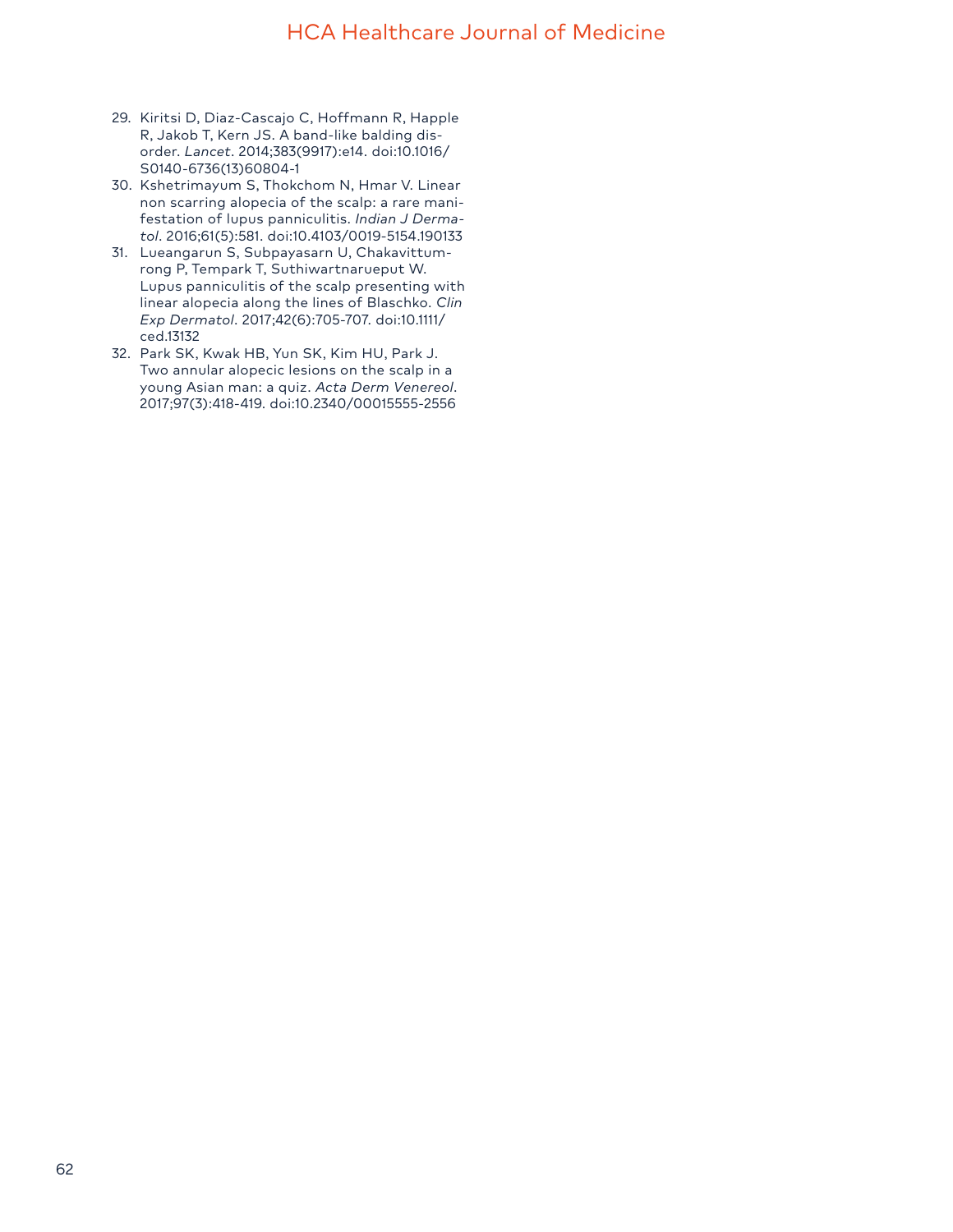29. Kiritsi D, Diaz-Cascajo C, Hoffmann R, Happle R, Jakob T, Kern JS. A band-like balding disorder. *Lancet*. 2014;383(9917):e14. doi:10.1016/S0140-6736(13)60804-1
30. Kshetrimayum S, Thokchom N, Hmar V. Linear non scarring alopecia of the scalp: a rare manifestation of lupus panniculitis. *Indian J Dermatol*. 2016;61(5):581. doi:10.4103/0019-5154.190133
31. Lueangarun S, Subpayasarn U, Chakavittumrong P, Tempark T, Suthiwartnarueput W. Lupus panniculitis of the scalp presenting with linear alopecia along the lines of Blaschko. *Clin Exp Dermatol*. 2017;42(6):705-707. doi:10.1111/ced.13132
32. Park SK, Kwak HB, Yun SK, Kim HU, Park J. Two annular alopecic lesions on the scalp in a young Asian man: a quiz. *Acta Derm Venereol*. 2017;97(3):418-419. doi:10.2340/00015555-2556